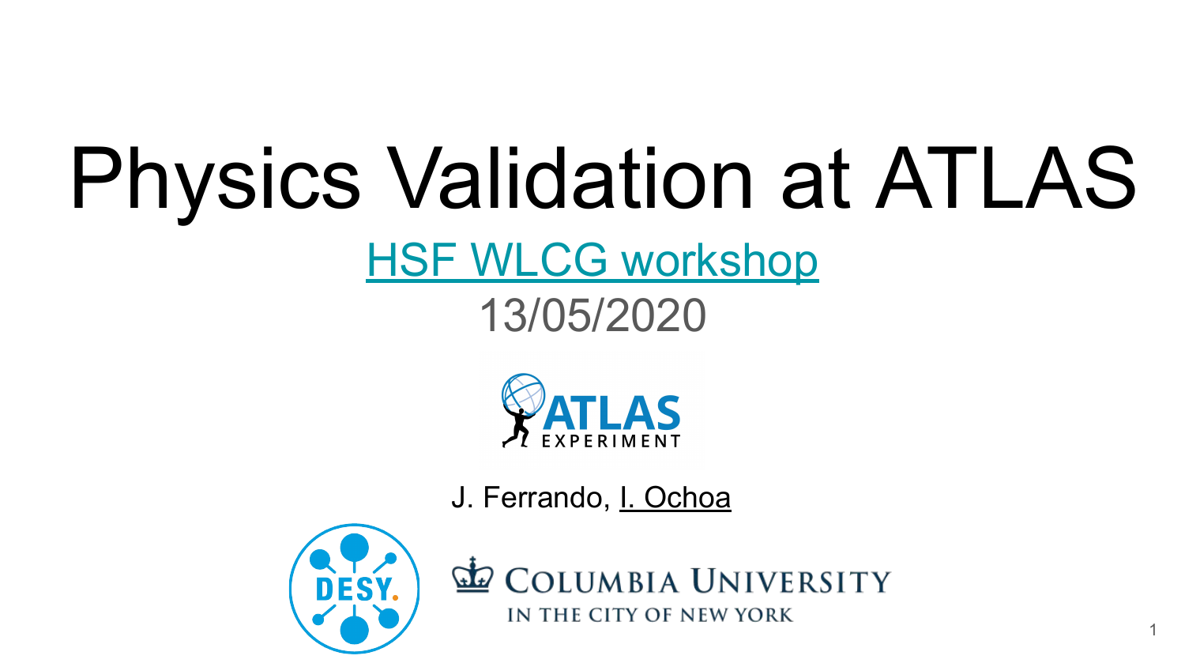# Physics Validation at ATLAS

HSF WLCG workshop

13/05/2020

J. Ferrando, I. Ochoa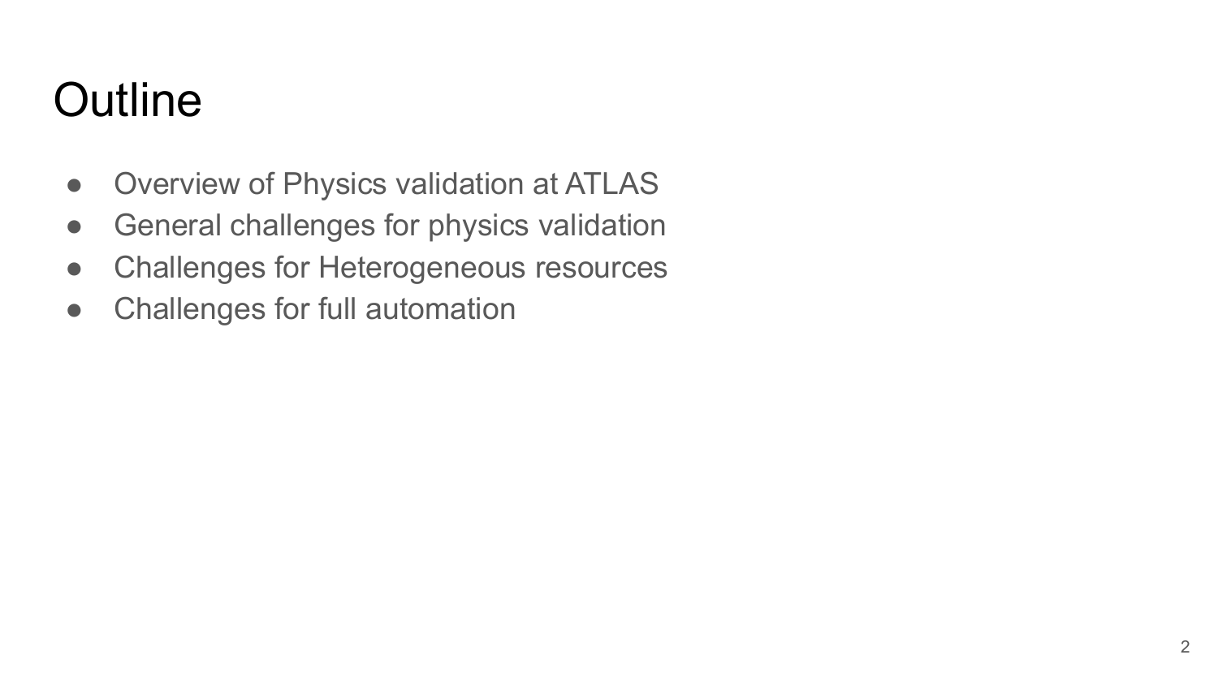# Outline

- Overview of Physics validation at ATLAS
- General challenges for physics validation
- Challenges for Heterogeneous resources
- Challenges for full automation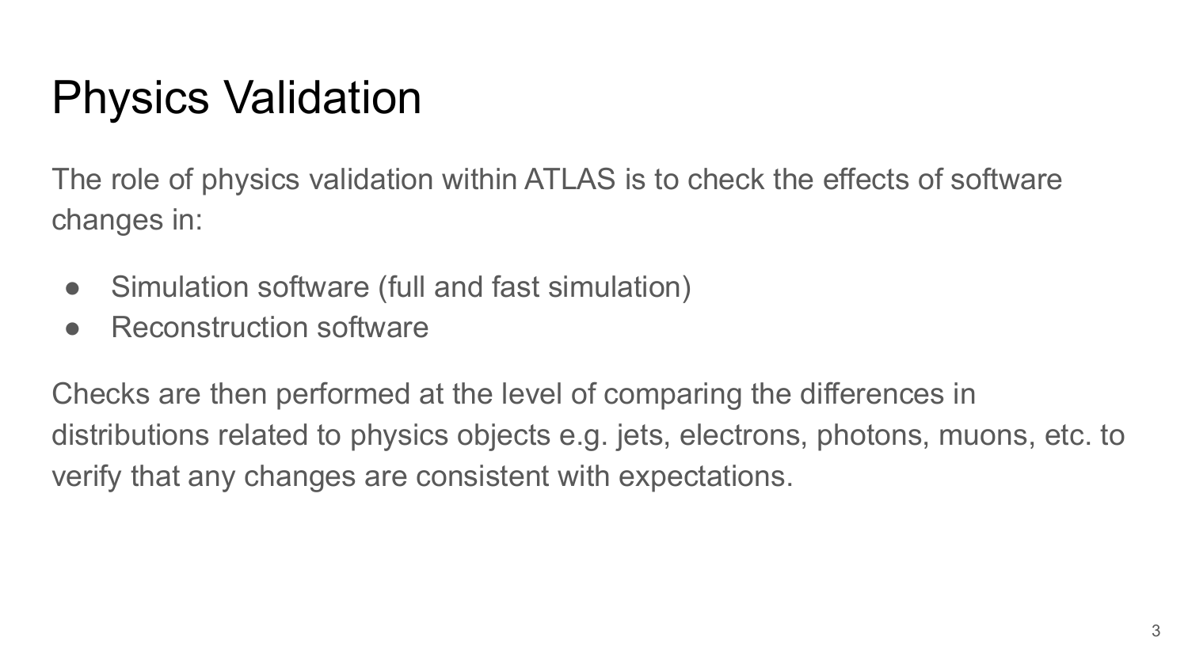# Physics Validation

The role of physics validation within ATLAS is to check the effects of software changes in:

- Simulation software (full and fast simulation)
- Reconstruction software

Checks are then performed at the level of comparing the differences in distributions related to physics objects e.g. jets, electrons, photons, muons, etc. to verify that any changes are consistent with expectations.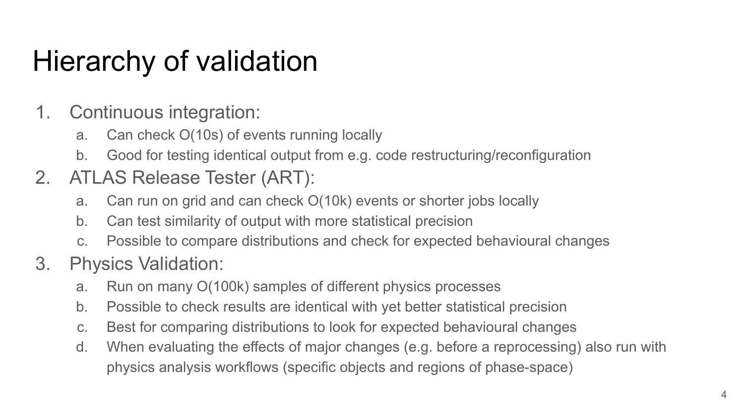# Hierarchy of validation

1. Continuous integration:
   a. Can check O(10s) of events running locally
   b. Good for testing identical output from e.g. code restructuring/reconfiguration
2. ATLAS Release Tester (ART):
   a. Can run on grid and can check O(10k) events or shorter jobs locally
   b. Can test similarity of output with more statistical precision
   c. Possible to compare distributions and check for expected behavioural changes
3. Physics Validation:
   a. Run on many O(100k) samples of different physics processes
   b. Possible to check results are identical with yet better statistical precision
   c. Best for comparing distributions to look for expected behavioural changes
   d. When evaluating the effects of major changes (e.g. before a reprocessing) also run with physics analysis workflows (specific objects and regions of phase-space)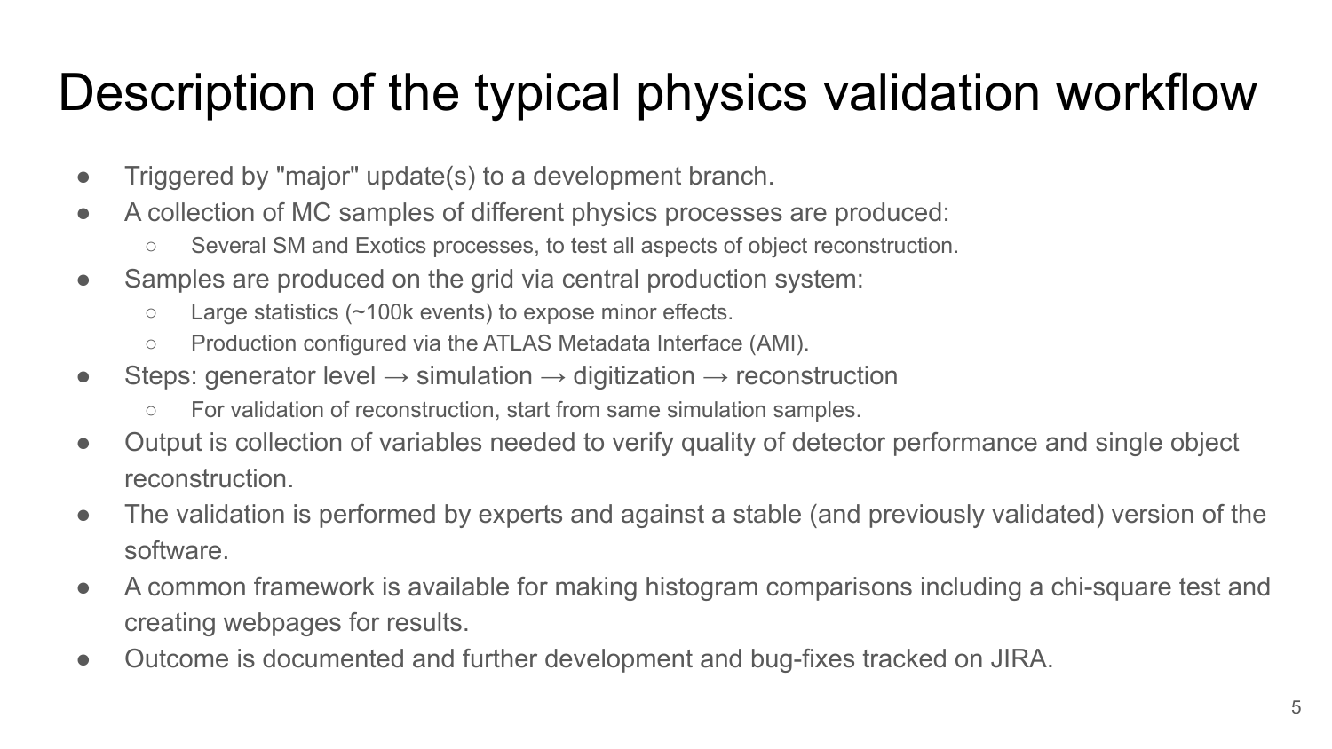# Description of the typical physics validation workflow

- Triggered by "major" update(s) to a development branch.
- A collection of MC samples of different physics processes are produced:
  - Several SM and Exotics processes, to test all aspects of object reconstruction.
- Samples are produced on the grid via central production system:
  - Large statistics (~100k events) to expose minor effects.
  - Production configured via the ATLAS Metadata Interface (AMI).
- Steps: generator level → simulation → digitization → reconstruction
  - For validation of reconstruction, start from same simulation samples.
- Output is collection of variables needed to verify quality of detector performance and single object reconstruction.
- The validation is performed by experts and against a stable (and previously validated) version of the software.
- A common framework is available for making histogram comparisons including a chi-square test and creating webpages for results.
- Outcome is documented and further development and bug-fixes tracked on JIRA.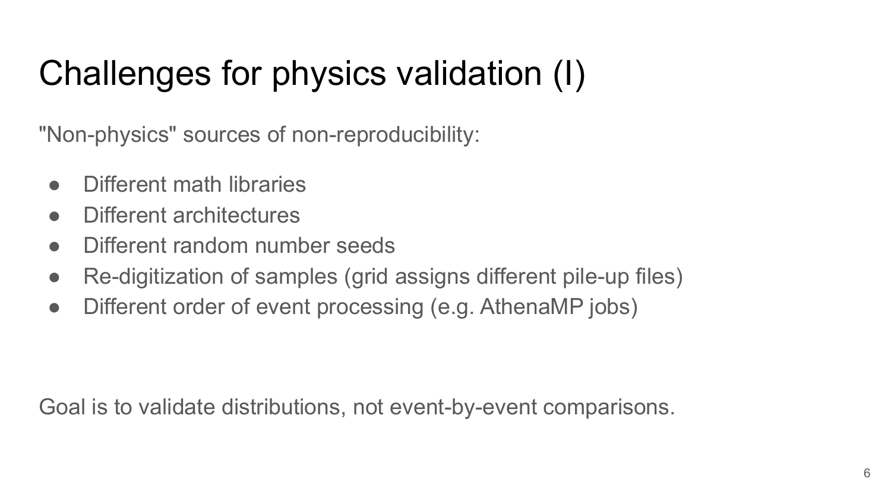# Challenges for physics validation (I)

"Non-physics" sources of non-reproducibility:

- Different math libraries
- Different architectures
- Different random number seeds
- Re-digitization of samples (grid assigns different pile-up files)
- Different order of event processing (e.g. AthenaMP jobs)

Goal is to validate distributions, not event-by-event comparisons.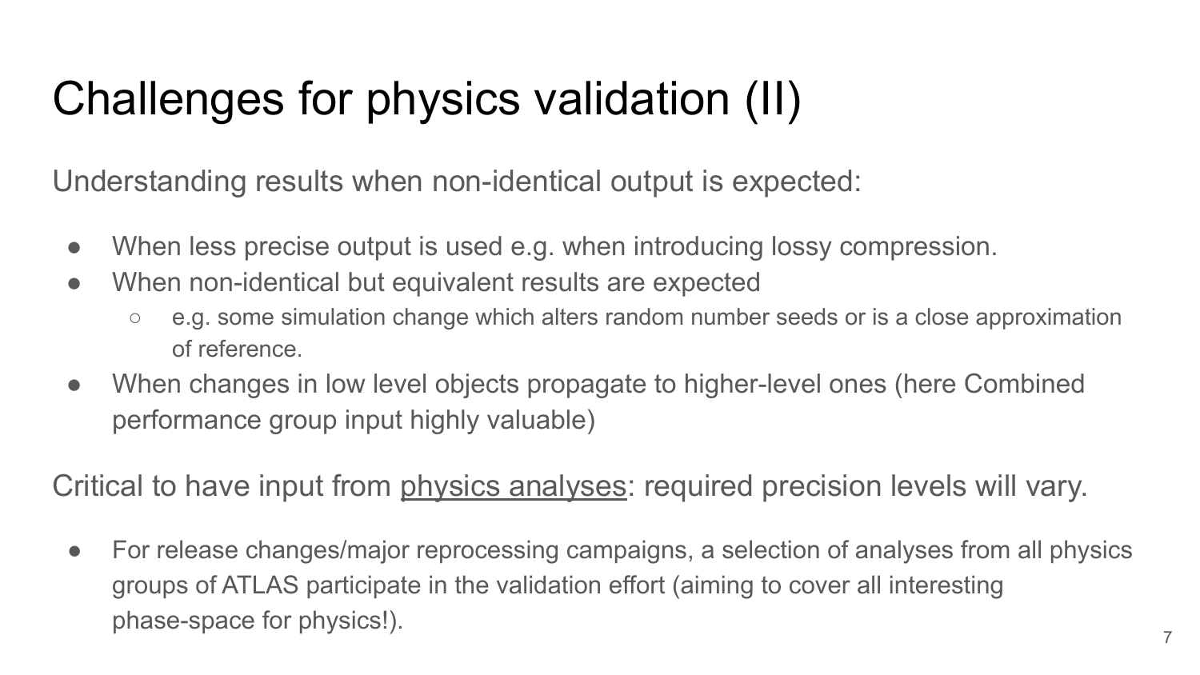# Challenges for physics validation (II)

Understanding results when non-identical output is expected:

- When less precise output is used e.g. when introducing lossy compression.
- When non-identical but equivalent results are expected
  - e.g. some simulation change which alters random number seeds or is a close approximation of reference.
- When changes in low level objects propagate to higher-level ones (here Combined performance group input highly valuable)

Critical to have input from <u>physics analyses</u>: required precision levels will vary.

- For release changes/major reprocessing campaigns, a selection of analyses from all physics groups of ATLAS participate in the validation effort (aiming to cover all interesting phase-space for physics!).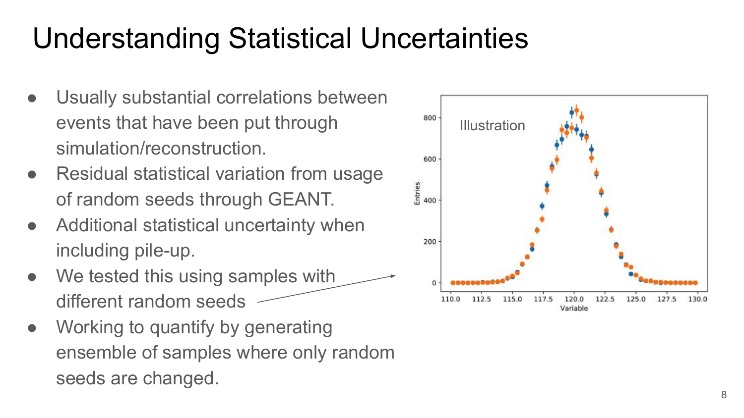# Understanding Statistical Uncertainties

- Usually substantial correlations between events that have been put through simulation/reconstruction.
- Residual statistical variation from usage of random seeds through GEANT.
- Additional statistical uncertainty when including pile-up.
- We tested this using samples with different random seeds
- Working to quantify by generating ensemble of samples where only random seeds are changed.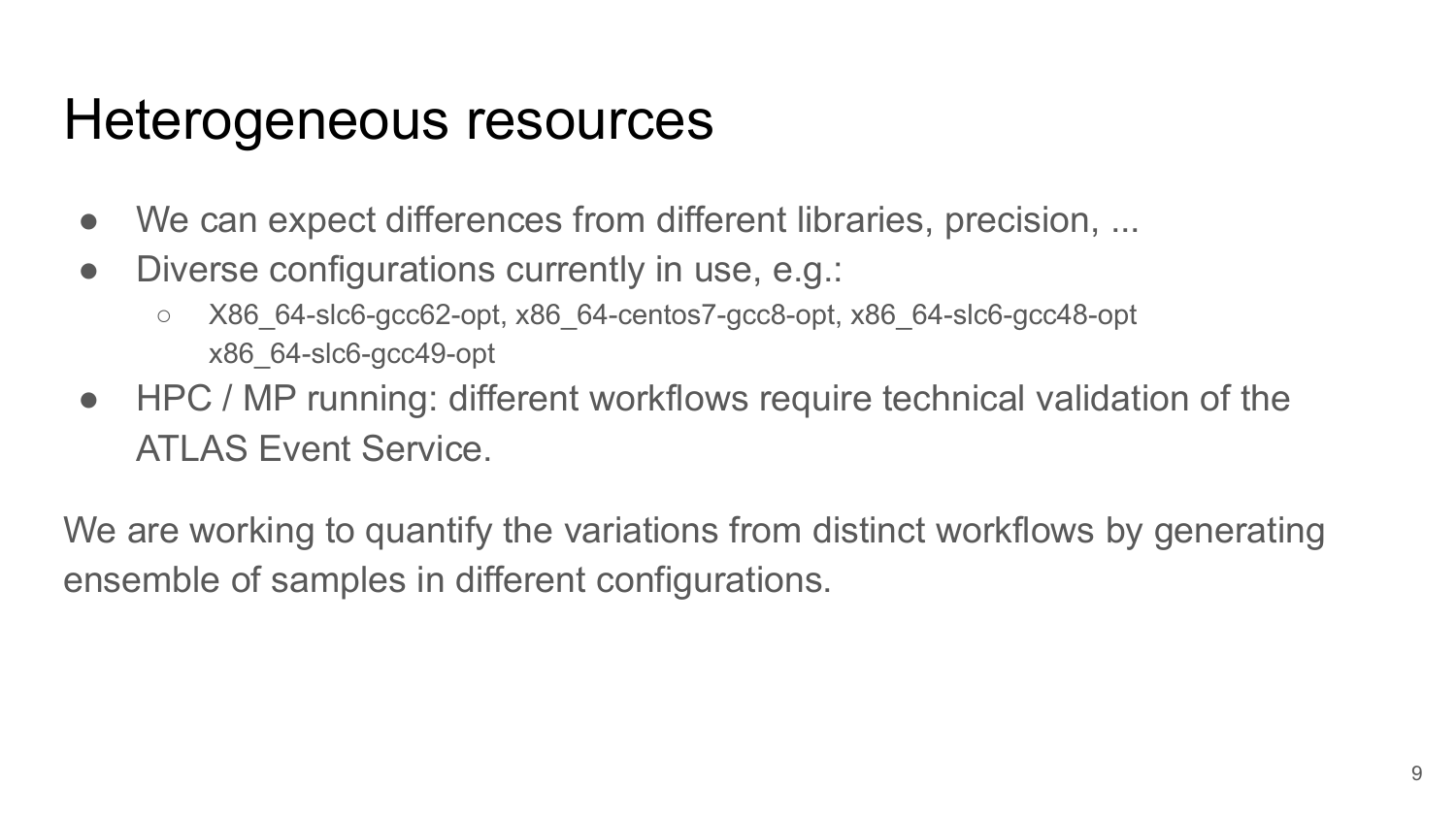# Heterogeneous resources

- We can expect differences from different libraries, precision, ...
- Diverse configurations currently in use, e.g.:
  - X86_64-slc6-gcc62-opt, x86_64-centos7-gcc8-opt, x86_64-slc6-gcc48-opt x86_64-slc6-gcc49-opt
- HPC / MP running: different workflows require technical validation of the ATLAS Event Service.

We are working to quantify the variations from distinct workflows by generating ensemble of samples in different configurations.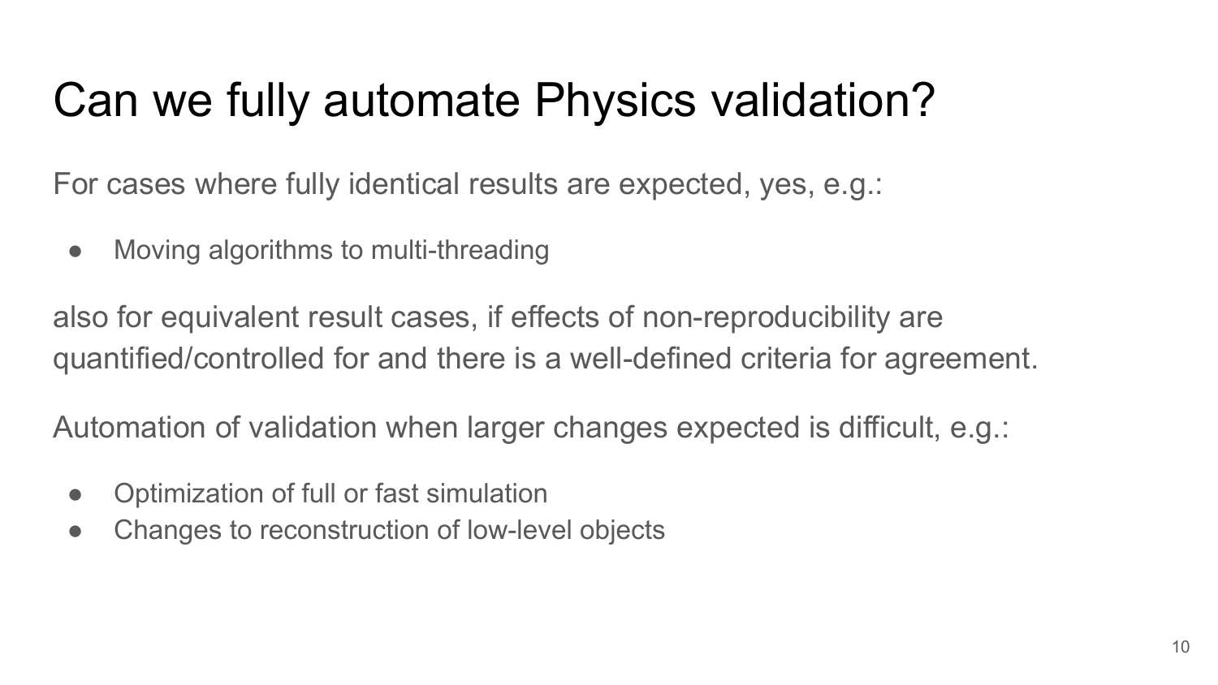# Can we fully automate Physics validation?

For cases where fully identical results are expected, yes, e.g.:

- Moving algorithms to multi-threading

also for equivalent result cases, if effects of non-reproducibility are quantified/controlled for and there is a well-defined criteria for agreement.

Automation of validation when larger changes expected is difficult, e.g.:

- Optimization of full or fast simulation
- Changes to reconstruction of low-level objects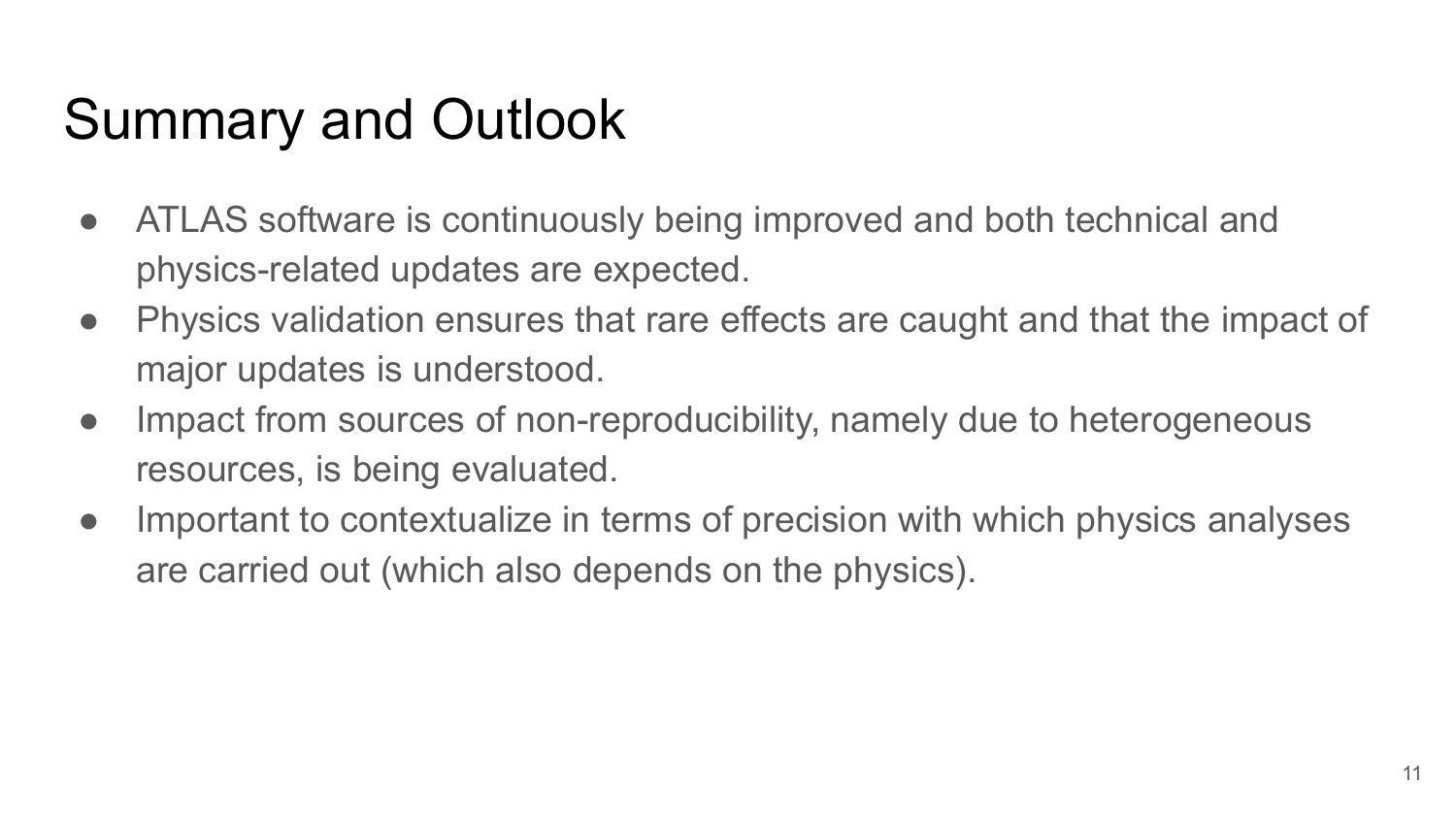# Summary and Outlook

- ATLAS software is continuously being improved and both technical and physics-related updates are expected.
- Physics validation ensures that rare effects are caught and that the impact of major updates is understood.
- Impact from sources of non-reproducibility, namely due to heterogeneous resources, is being evaluated.
- Important to contextualize in terms of precision with which physics analyses are carried out (which also depends on the physics).